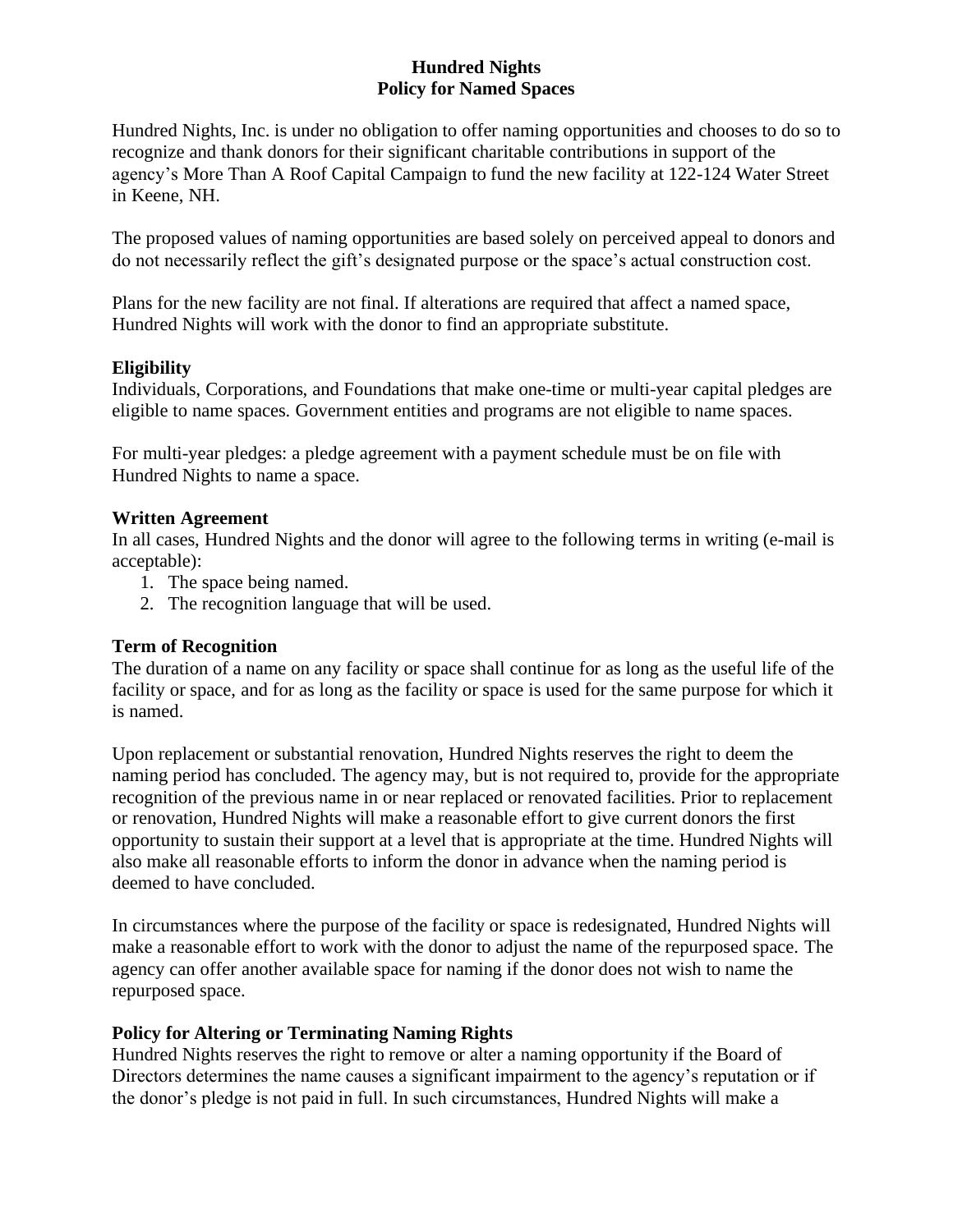# Hundred Nights
## Policy for Named Spaces

Hundred Nights, Inc. is under no obligation to offer naming opportunities and chooses to do so to recognize and thank donors for their significant charitable contributions in support of the agency's More Than A Roof Capital Campaign to fund the new facility at 122-124 Water Street in Keene, NH.

The proposed values of naming opportunities are based solely on perceived appeal to donors and do not necessarily reflect the gift's designated purpose or the space's actual construction cost.

Plans for the new facility are not final. If alterations are required that affect a named space, Hundred Nights will work with the donor to find an appropriate substitute.

### Eligibility

Individuals, Corporations, and Foundations that make one-time or multi-year capital pledges are eligible to name spaces. Government entities and programs are not eligible to name spaces.

For multi-year pledges: a pledge agreement with a payment schedule must be on file with Hundred Nights to name a space.

### Written Agreement

In all cases, Hundred Nights and the donor will agree to the following terms in writing (e-mail is acceptable):

1. The space being named.
2. The recognition language that will be used.

### Term of Recognition

The duration of a name on any facility or space shall continue for as long as the useful life of the facility or space, and for as long as the facility or space is used for the same purpose for which it is named.

Upon replacement or substantial renovation, Hundred Nights reserves the right to deem the naming period has concluded. The agency may, but is not required to, provide for the appropriate recognition of the previous name in or near replaced or renovated facilities. Prior to replacement or renovation, Hundred Nights will make a reasonable effort to give current donors the first opportunity to sustain their support at a level that is appropriate at the time. Hundred Nights will also make all reasonable efforts to inform the donor in advance when the naming period is deemed to have concluded.

In circumstances where the purpose of the facility or space is redesignated, Hundred Nights will make a reasonable effort to work with the donor to adjust the name of the repurposed space. The agency can offer another available space for naming if the donor does not wish to name the repurposed space.

### Policy for Altering or Terminating Naming Rights

Hundred Nights reserves the right to remove or alter a naming opportunity if the Board of Directors determines the name causes a significant impairment to the agency's reputation or if the donor's pledge is not paid in full. In such circumstances, Hundred Nights will make a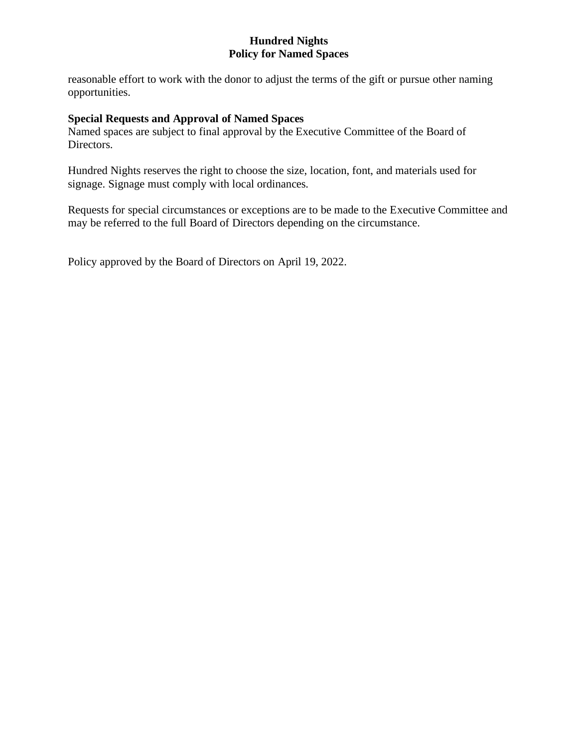reasonable effort to work with the donor to adjust the terms of the gift or pursue other naming opportunities.

**Special Requests and Approval of Named Spaces**
Named spaces are subject to final approval by the Executive Committee of the Board of Directors.

Hundred Nights reserves the right to choose the size, location, font, and materials used for signage. Signage must comply with local ordinances.

Requests for special circumstances or exceptions are to be made to the Executive Committee and may be referred to the full Board of Directors depending on the circumstance.

Policy approved by the Board of Directors on April 19, 2022.